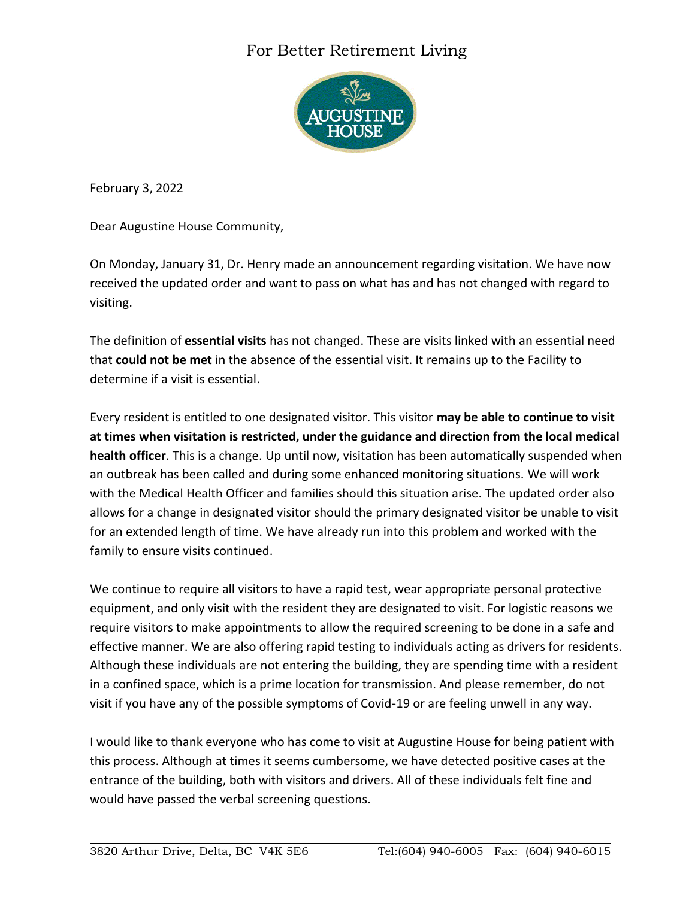For Better Retirement Living

AUGUSTINE HOUSE

February 3, 2022

Dear Augustine House Community,

On Monday, January 31, Dr. Henry made an announcement regarding visitation. We have now received the updated order and want to pass on what has and has not changed with regard to visiting.

The definition of **essential visits** has not changed. These are visits linked with an essential need that **could not be met** in the absence of the essential visit. It remains up to the Facility to determine if a visit is essential.

Every resident is entitled to one designated visitor. This visitor **may be able to continue to visit at times when visitation is restricted, under the guidance and direction from the local medical health officer**. This is a change. Up until now, visitation has been automatically suspended when an outbreak has been called and during some enhanced monitoring situations. We will work with the Medical Health Officer and families should this situation arise. The updated order also allows for a change in designated visitor should the primary designated visitor be unable to visit for an extended length of time. We have already run into this problem and worked with the family to ensure visits continued.

We continue to require all visitors to have a rapid test, wear appropriate personal protective equipment, and only visit with the resident they are designated to visit. For logistic reasons we require visitors to make appointments to allow the required screening to be done in a safe and effective manner. We are also offering rapid testing to individuals acting as drivers for residents. Although these individuals are not entering the building, they are spending time with a resident in a confined space, which is a prime location for transmission. And please remember, do not visit if you have any of the possible symptoms of Covid-19 or are feeling unwell in any way.

I would like to thank everyone who has come to visit at Augustine House for being patient with this process. Although at times it seems cumbersome, we have detected positive cases at the entrance of the building, both with visitors and drivers. All of these individuals felt fine and would have passed the verbal screening questions.

3820 Arthur Drive, Delta, BC V4K 5E6 Tel:(604) 940-6005 Fax: (604) 940-6015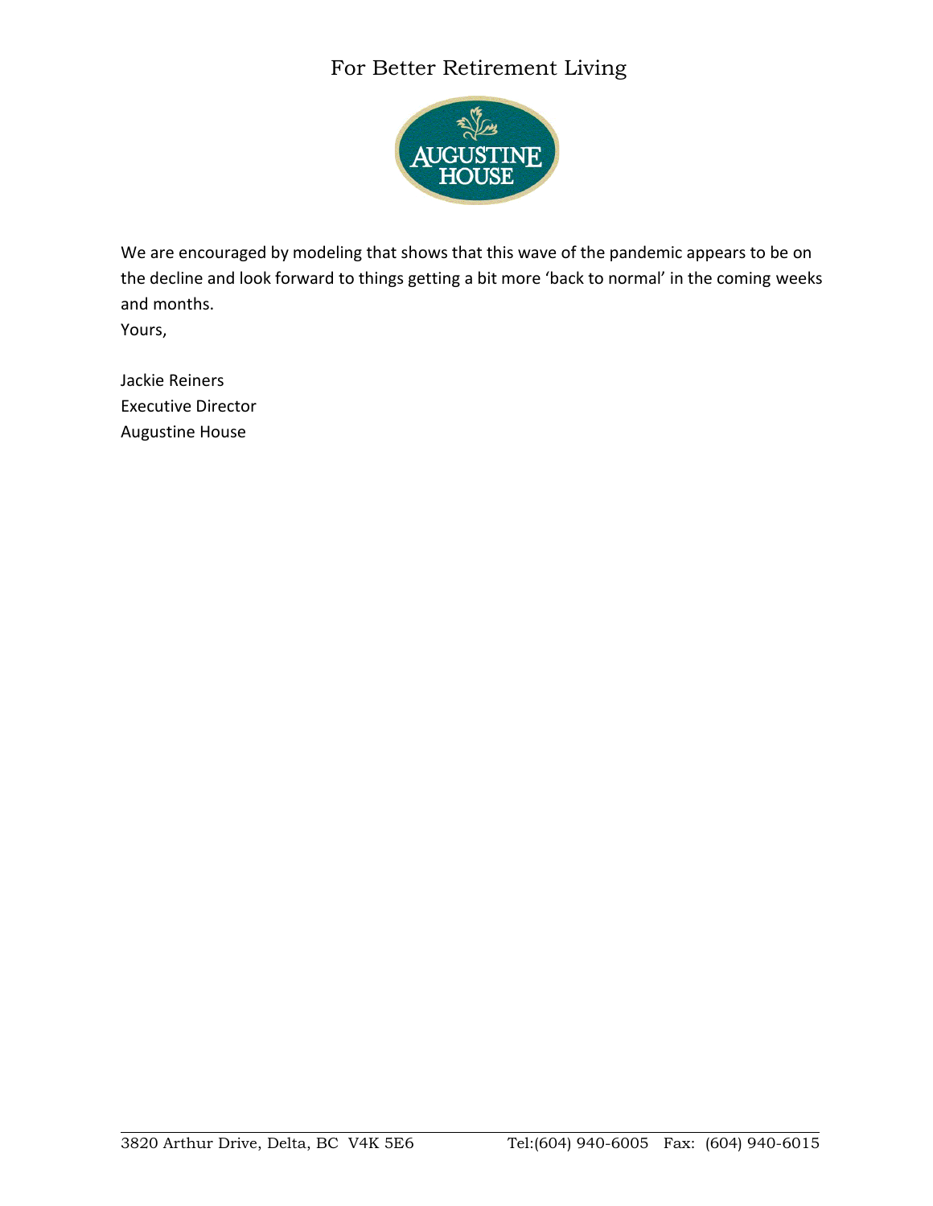For Better Retirement Living

We are encouraged by modeling that shows that this wave of the pandemic appears to be on the decline and look forward to things getting a bit more 'back to normal' in the coming weeks and months.

Yours,

Jackie Reiners
Executive Director
Augustine House